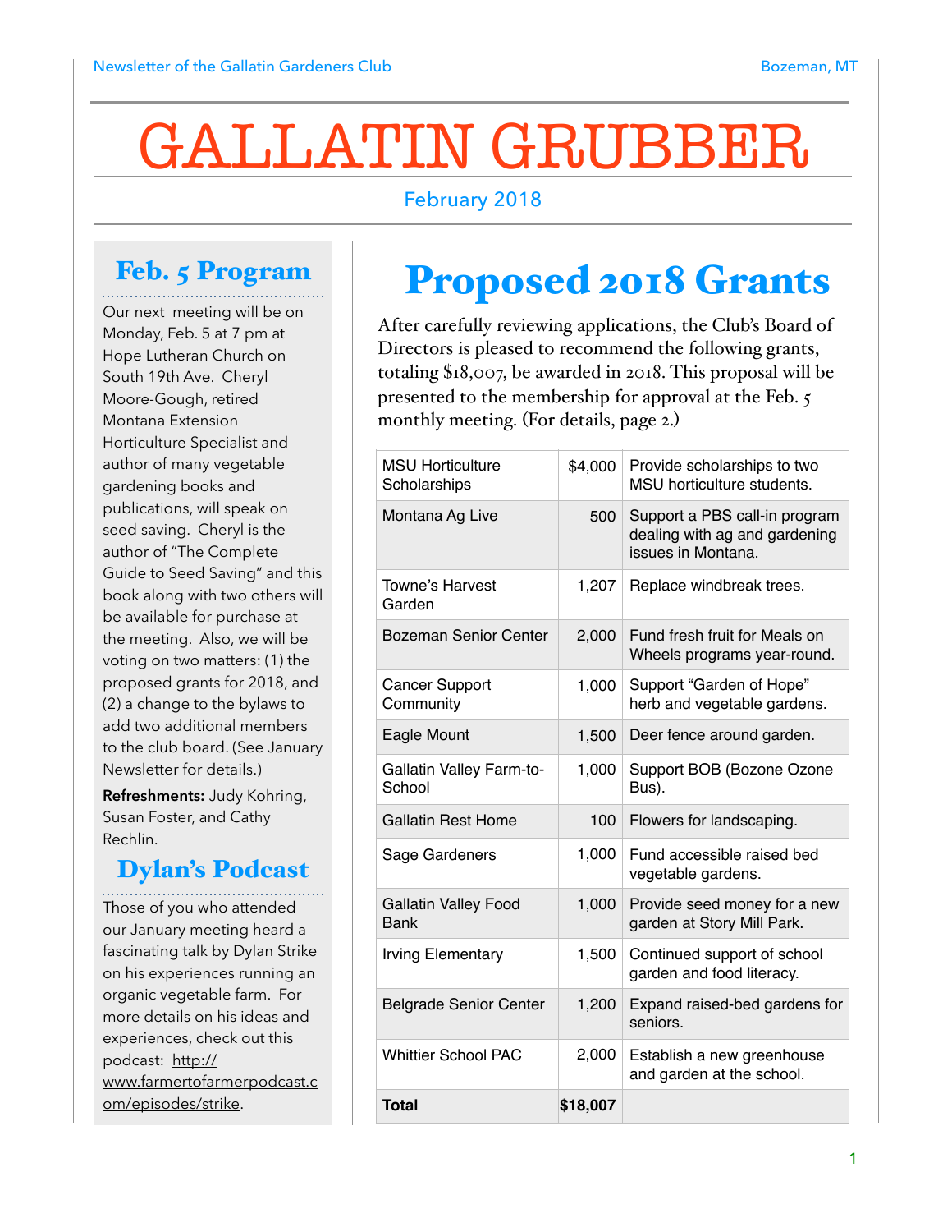Newsletter of the Gallatin Gardeners Club — Bozeman, MT

# GALLATIN GRUBBER

February 2018

## Feb. 5 Program

Our next meeting will be on Monday, Feb. 5 at 7 pm at Hope Lutheran Church on South 19th Ave. Cheryl Moore-Gough, retired Montana Extension Horticulture Specialist and author of many vegetable gardening books and publications, will speak on seed saving. Cheryl is the author of "The Complete Guide to Seed Saving" and this book along with two others will be available for purchase at the meeting. Also, we will be voting on two matters: (1) the proposed grants for 2018, and (2) a change to the bylaws to add two additional members to the club board. (See January Newsletter for details.)

**Refreshments:** Judy Kohring, Susan Foster, and Cathy Rechlin.

## Dylan's Podcast

Those of you who attended our January meeting heard a fascinating talk by Dylan Strike on his experiences running an organic vegetable farm. For more details on his ideas and experiences, check out this podcast: http://www.farmertofarmerpodcast.com/episodes/strike.

# Proposed 2018 Grants

After carefully reviewing applications, the Club's Board of Directors is pleased to recommend the following grants, totaling $18,007, be awarded in 2018. This proposal will be presented to the membership for approval at the Feb. 5 monthly meeting. (For details, page 2.)

| Recipient | Amount | Purpose |
|---|---|---|
| MSU Horticulture Scholarships | $4,000 | Provide scholarships to two MSU horticulture students. |
| Montana Ag Live | 500 | Support a PBS call-in program dealing with ag and gardening issues in Montana. |
| Towne's Harvest Garden | 1,207 | Replace windbreak trees. |
| Bozeman Senior Center | 2,000 | Fund fresh fruit for Meals on Wheels programs year-round. |
| Cancer Support Community | 1,000 | Support "Garden of Hope" herb and vegetable gardens. |
| Eagle Mount | 1,500 | Deer fence around garden. |
| Gallatin Valley Farm-to-School | 1,000 | Support BOB (Bozone Ozone Bus). |
| Gallatin Rest Home | 100 | Flowers for landscaping. |
| Sage Gardeners | 1,000 | Fund accessible raised bed vegetable gardens. |
| Gallatin Valley Food Bank | 1,000 | Provide seed money for a new garden at Story Mill Park. |
| Irving Elementary | 1,500 | Continued support of school garden and food literacy. |
| Belgrade Senior Center | 1,200 | Expand raised-bed gardens for seniors. |
| Whittier School PAC | 2,000 | Establish a new greenhouse and garden at the school. |
| **Total** | **$18,007** | |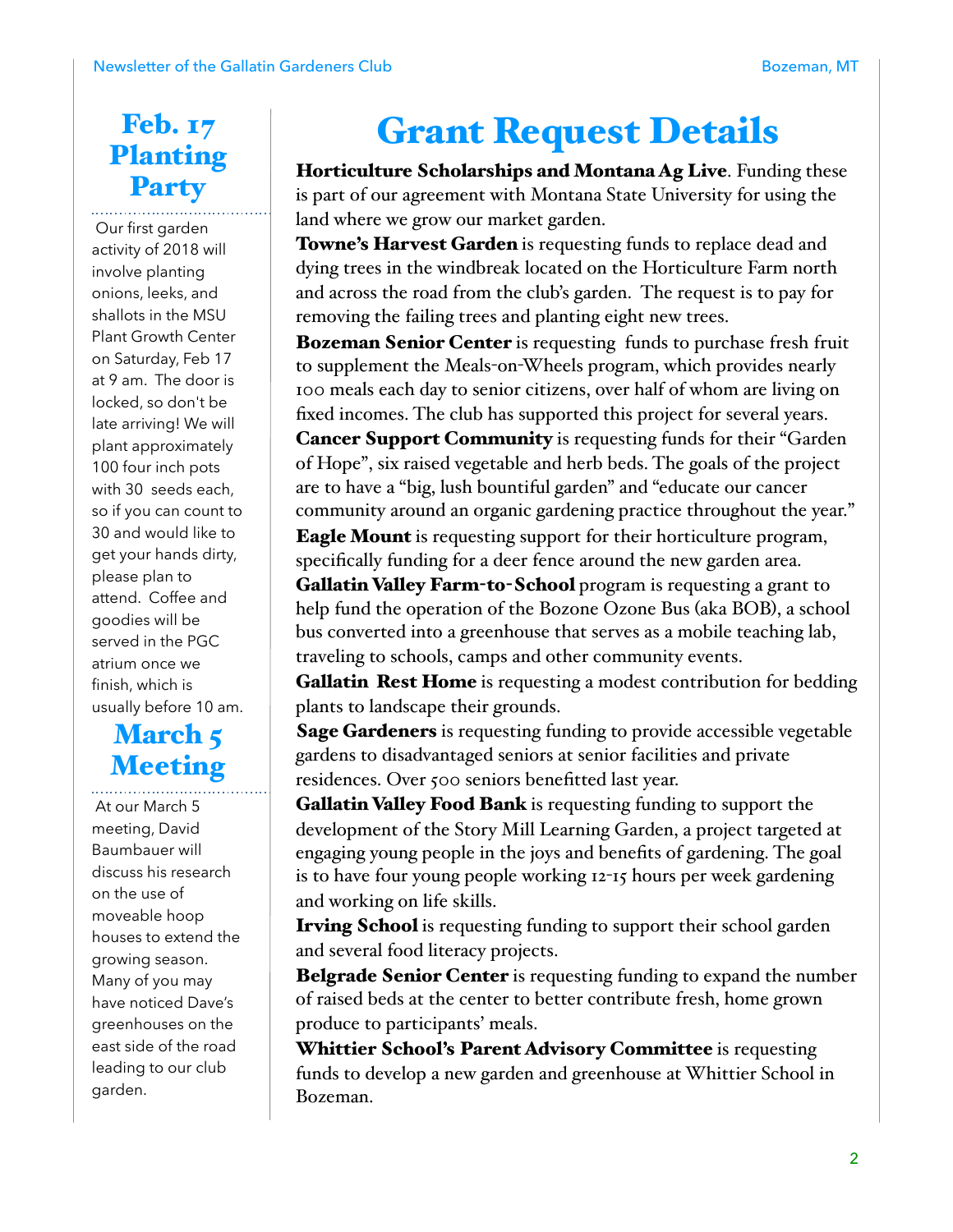## Feb. 17 Planting Party

Our first garden activity of 2018 will involve planting onions, leeks, and shallots in the MSU Plant Growth Center on Saturday, Feb 17 at 9 am. The door is locked, so don't be late arriving! We will plant approximately 100 four inch pots with 30 seeds each, so if you can count to 30 and would like to get your hands dirty, please plan to attend. Coffee and goodies will be served in the PGC atrium once we finish, which is usually before 10 am.

## March 5 Meeting

At our March 5 meeting, David Baumbauer will discuss his research on the use of moveable hoop houses to extend the growing season. Many of you may have noticed Dave's greenhouses on the east side of the road leading to our club garden.

# Grant Request Details

**Horticulture Scholarships and Montana Ag Live**. Funding these is part of our agreement with Montana State University for using the land where we grow our market garden.

**Towne's Harvest Garden** is requesting funds to replace dead and dying trees in the windbreak located on the Horticulture Farm north and across the road from the club's garden. The request is to pay for removing the failing trees and planting eight new trees.

**Bozeman Senior Center** is requesting funds to purchase fresh fruit to supplement the Meals-on-Wheels program, which provides nearly 100 meals each day to senior citizens, over half of whom are living on fixed incomes. The club has supported this project for several years.

**Cancer Support Community** is requesting funds for their "Garden of Hope", six raised vegetable and herb beds. The goals of the project are to have a "big, lush bountiful garden" and "educate our cancer community around an organic gardening practice throughout the year."

**Eagle Mount** is requesting support for their horticulture program, specifically funding for a deer fence around the new garden area.

**Gallatin Valley Farm-to-School** program is requesting a grant to help fund the operation of the Bozone Ozone Bus (aka BOB), a school bus converted into a greenhouse that serves as a mobile teaching lab, traveling to schools, camps and other community events.

**Gallatin Rest Home** is requesting a modest contribution for bedding plants to landscape their grounds.

**Sage Gardeners** is requesting funding to provide accessible vegetable gardens to disadvantaged seniors at senior facilities and private residences. Over 500 seniors benefitted last year.

**Gallatin Valley Food Bank** is requesting funding to support the development of the Story Mill Learning Garden, a project targeted at engaging young people in the joys and benefits of gardening. The goal is to have four young people working 12-15 hours per week gardening and working on life skills.

**Irving School** is requesting funding to support their school garden and several food literacy projects.

**Belgrade Senior Center** is requesting funding to expand the number of raised beds at the center to better contribute fresh, home grown produce to participants' meals.

**Whittier School's Parent Advisory Committee** is requesting funds to develop a new garden and greenhouse at Whittier School in Bozeman.